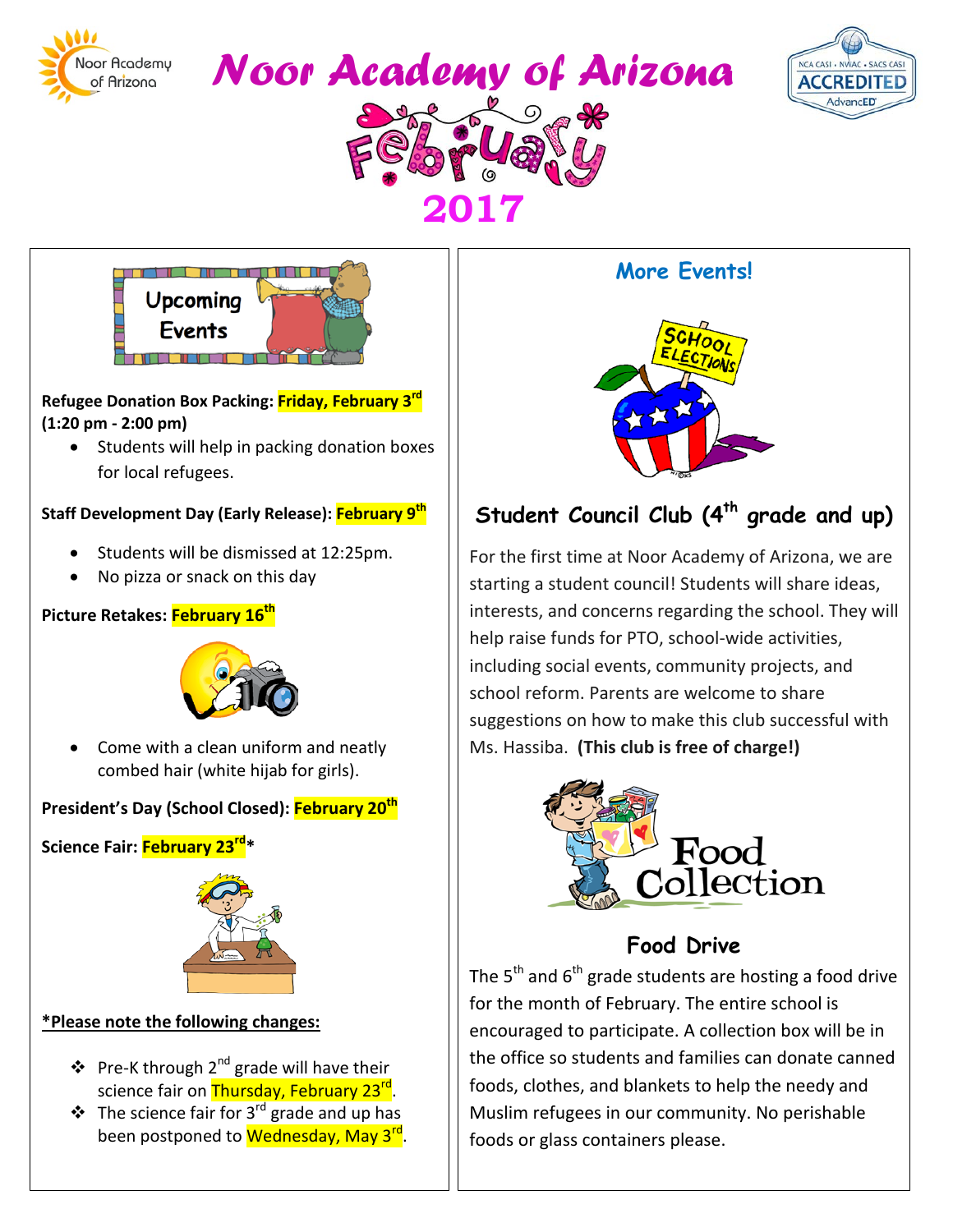# Noor Academy of Arizona

## February 2017

### Upcoming Events

**Refugee Donation Box Packing: Friday, February 3rd (1:20 pm - 2:00 pm)**

- Students will help in packing donation boxes for local refugees.

**Staff Development Day (Early Release): February 9th**

- Students will be dismissed at 12:25pm.
- No pizza or snack on this day

**Picture Retakes: February 16th**

- Come with a clean uniform and neatly combed hair (white hijab for girls).

**President's Day (School Closed): February 20th**

**Science Fair: February 23rd***

***Please note the following changes:**

- Pre-K through 2nd grade will have their science fair on Thursday, February 23rd.
- The science fair for 3rd grade and up has been postponed to Wednesday, May 3rd.

### More Events!

### Student Council Club (4th grade and up)

For the first time at Noor Academy of Arizona, we are starting a student council! Students will share ideas, interests, and concerns regarding the school. They will help raise funds for PTO, school-wide activities, including social events, community projects, and school reform. Parents are welcome to share suggestions on how to make this club successful with Ms. Hassiba. **(This club is free of charge!)**

### Food Drive

The 5th and 6th grade students are hosting a food drive for the month of February. The entire school is encouraged to participate. A collection box will be in the office so students and families can donate canned foods, clothes, and blankets to help the needy and Muslim refugees in our community. No perishable foods or glass containers please.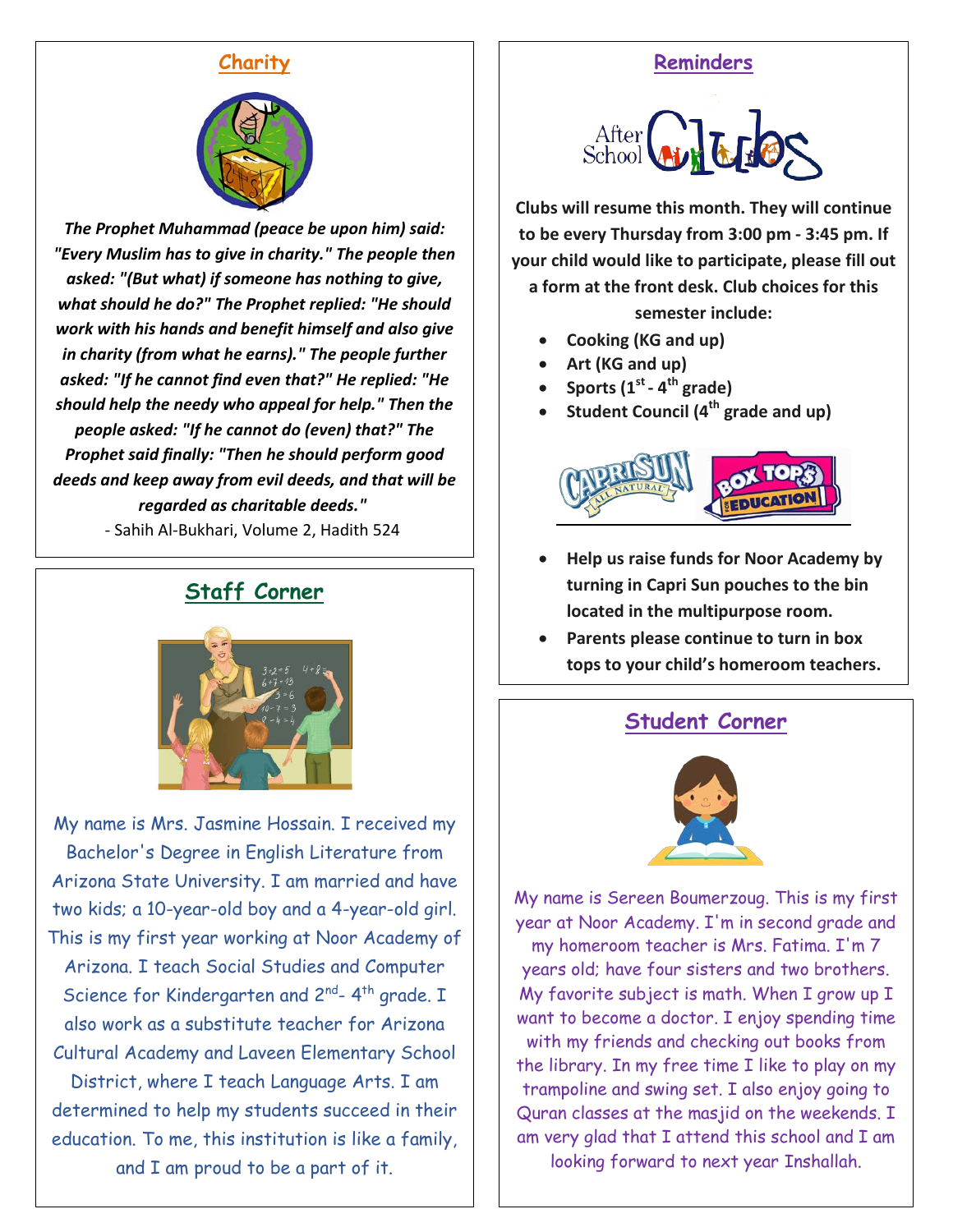## Charity

***The Prophet Muhammad (peace be upon him) said: "Every Muslim has to give in charity." The people then asked: "(But what) if someone has nothing to give, what should he do?" The Prophet replied: "He should work with his hands and benefit himself and also give in charity (from what he earns)." The people further asked: "If he cannot find even that?" He replied: "He should help the needy who appeal for help." Then the people asked: "If he cannot do (even) that?" The Prophet said finally: "Then he should perform good deeds and keep away from evil deeds, and that will be regarded as charitable deeds."***

\- Sahih Al-Bukhari, Volume 2, Hadith 524

## Staff Corner

My name is Mrs. Jasmine Hossain. I received my Bachelor's Degree in English Literature from Arizona State University. I am married and have two kids; a 10-year-old boy and a 4-year-old girl. This is my first year working at Noor Academy of Arizona. I teach Social Studies and Computer Science for Kindergarten and 2nd- 4th grade. I also work as a substitute teacher for Arizona Cultural Academy and Laveen Elementary School District, where I teach Language Arts. I am determined to help my students succeed in their education. To me, this institution is like a family, and I am proud to be a part of it.

## Reminders

**Clubs will resume this month. They will continue to be every Thursday from 3:00 pm - 3:45 pm. If your child would like to participate, please fill out a form at the front desk. Club choices for this semester include:**

- **Cooking (KG and up)**
- **Art (KG and up)**
- **Sports (1st - 4th grade)**
- **Student Council (4th grade and up)**

- **Help us raise funds for Noor Academy by turning in Capri Sun pouches to the bin located in the multipurpose room.**
- **Parents please continue to turn in box tops to your child's homeroom teachers.**

## Student Corner

My name is Sereen Boumerzoug. This is my first year at Noor Academy. I'm in second grade and my homeroom teacher is Mrs. Fatima. I'm 7 years old; have four sisters and two brothers. My favorite subject is math. When I grow up I want to become a doctor. I enjoy spending time with my friends and checking out books from the library. In my free time I like to play on my trampoline and swing set. I also enjoy going to Quran classes at the masjid on the weekends. I am very glad that I attend this school and I am looking forward to next year Inshallah.